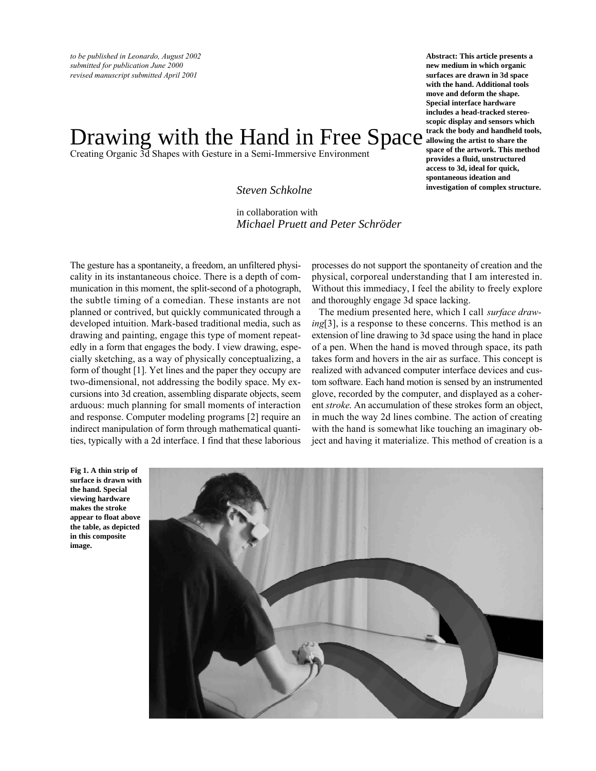*to be published in Leonardo, August 2002*
*submitted for publication June 2000*
*revised manuscript submitted April 2001*

**Abstract: This article presents a new medium in which organic surfaces are drawn in 3d space with the hand. Additional tools move and deform the shape. Special interface hardware includes a head-tracked stereoscopic display and sensors which track the body and handheld tools, allowing the artist to share the space of the artwork. This method provides a fluid, unstructured access to 3d, ideal for quick, spontaneous ideation and investigation of complex structure.**

# Drawing with the Hand in Free Space

Creating Organic 3d Shapes with Gesture in a Semi-Immersive Environment

*Steven Schkolne*

in collaboration with
*Michael Pruett and Peter Schröder*

The gesture has a spontaneity, a freedom, an unfiltered physicality in its instantaneous choice. There is a depth of communication in this moment, the split-second of a photograph, the subtle timing of a comedian. These instants are not planned or contrived, but quickly communicated through a developed intuition. Mark-based traditional media, such as drawing and painting, engage this type of moment repeatedly in a form that engages the body. I view drawing, especially sketching, as a way of physically conceptualizing, a form of thought [1]. Yet lines and the paper they occupy are two-dimensional, not addressing the bodily space. My excursions into 3d creation, assembling disparate objects, seem arduous: much planning for small moments of interaction and response. Computer modeling programs [2] require an indirect manipulation of form through mathematical quantities, typically with a 2d interface. I find that these laborious processes do not support the spontaneity of creation and the physical, corporeal understanding that I am interested in. Without this immediacy, I feel the ability to freely explore and thoroughly engage 3d space lacking.

The medium presented here, which I call *surface drawing*[3], is a response to these concerns. This method is an extension of line drawing to 3d space using the hand in place of a pen. When the hand is moved through space, its path takes form and hovers in the air as surface. This concept is realized with advanced computer interface devices and custom software. Each hand motion is sensed by an instrumented glove, recorded by the computer, and displayed as a coherent *stroke.* An accumulation of these strokes form an object, in much the way 2d lines combine. The action of creating with the hand is somewhat like touching an imaginary object and having it materialize. This method of creation is a

**Fig 1. A thin strip of surface is drawn with the hand. Special viewing hardware makes the stroke appear to float above the table, as depicted in this composite image.**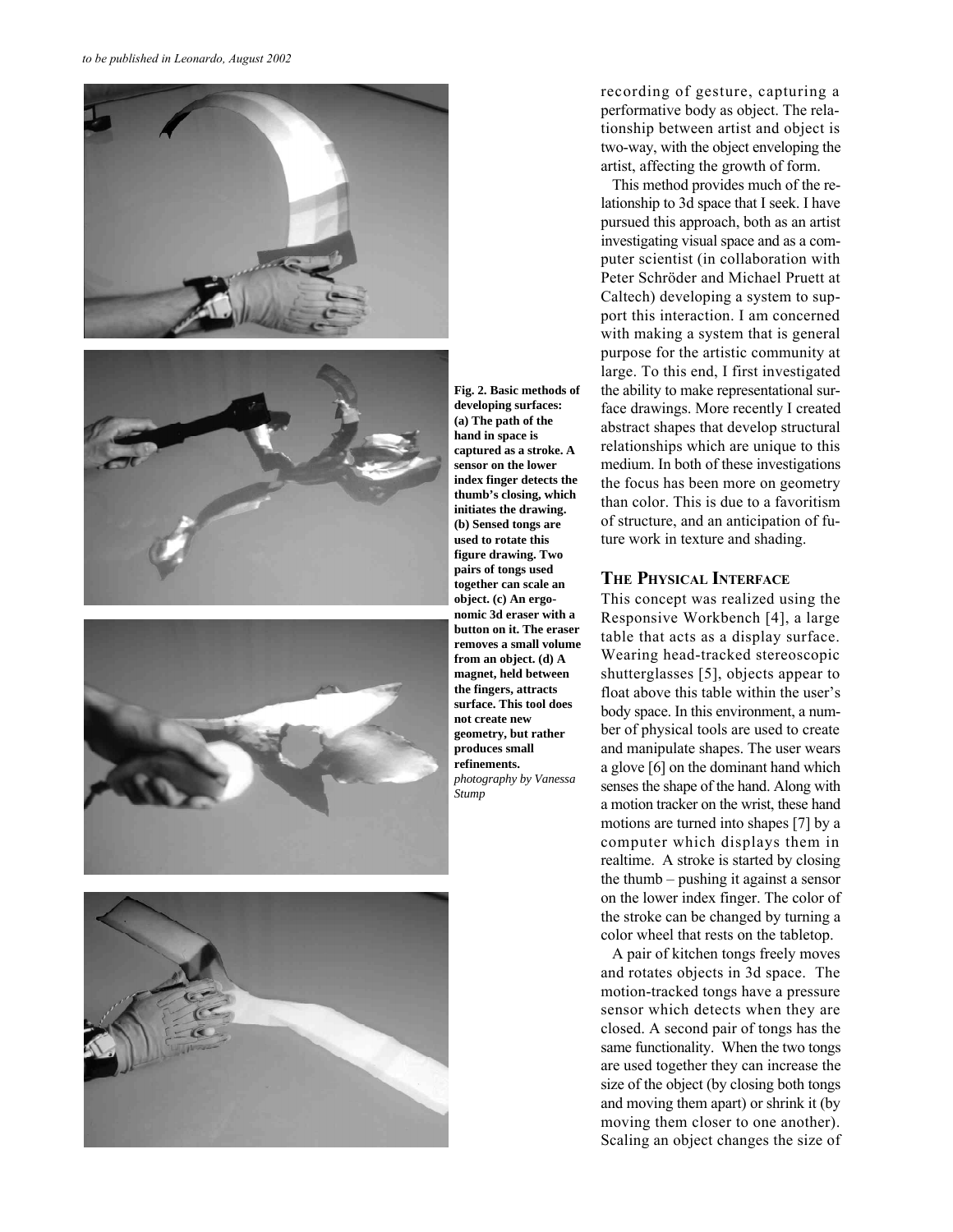Fig. 2. Basic methods of developing surfaces: (a) The path of the hand in space is captured as a stroke. A sensor on the lower index finger detects the thumb's closing, which initiates the drawing. (b) Sensed tongs are used to rotate this figure drawing. Two pairs of tongs used together can scale an object. (c) An ergonomic 3d eraser with a button on it. The eraser removes a small volume from an object. (d) A magnet, held between the fingers, attracts surface. This tool does not create new geometry, but rather produces small refinements.
*photography by Vanessa Stump*

recording of gesture, capturing a performative body as object. The relationship between artist and object is two-way, with the object enveloping the artist, affecting the growth of form.

This method provides much of the relationship to 3d space that I seek. I have pursued this approach, both as an artist investigating visual space and as a computer scientist (in collaboration with Peter Schröder and Michael Pruett at Caltech) developing a system to support this interaction. I am concerned with making a system that is general purpose for the artistic community at large. To this end, I first investigated the ability to make representational surface drawings. More recently I created abstract shapes that develop structural relationships which are unique to this medium. In both of these investigations the focus has been more on geometry than color. This is due to a favoritism of structure, and an anticipation of future work in texture and shading.

## THE PHYSICAL INTERFACE

This concept was realized using the Responsive Workbench [4], a large table that acts as a display surface. Wearing head-tracked stereoscopic shutterglasses [5], objects appear to float above this table within the user's body space. In this environment, a number of physical tools are used to create and manipulate shapes. The user wears a glove [6] on the dominant hand which senses the shape of the hand. Along with a motion tracker on the wrist, these hand motions are turned into shapes [7] by a computer which displays them in realtime. A stroke is started by closing the thumb – pushing it against a sensor on the lower index finger. The color of the stroke can be changed by turning a color wheel that rests on the tabletop.

A pair of kitchen tongs freely moves and rotates objects in 3d space. The motion-tracked tongs have a pressure sensor which detects when they are closed. A second pair of tongs has the same functionality. When the two tongs are used together they can increase the size of the object (by closing both tongs and moving them apart) or shrink it (by moving them closer to one another). Scaling an object changes the size of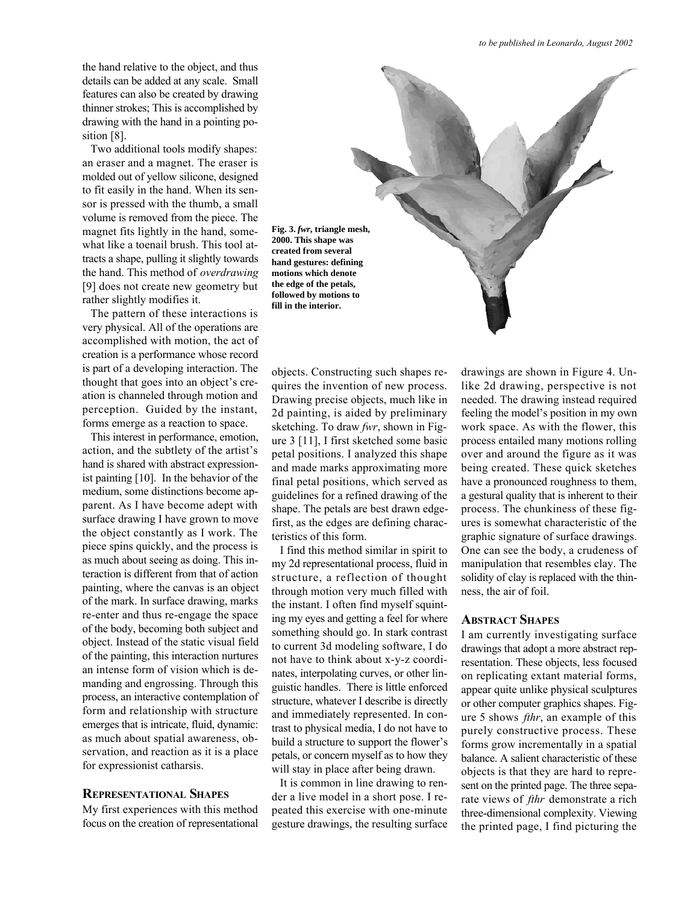the hand relative to the object, and thus details can be added at any scale. Small features can also be created by drawing thinner strokes; This is accomplished by drawing with the hand in a pointing position [8].

Two additional tools modify shapes: an eraser and a magnet. The eraser is molded out of yellow silicone, designed to fit easily in the hand. When its sensor is pressed with the thumb, a small volume is removed from the piece. The magnet fits lightly in the hand, somewhat like a toenail brush. This tool attracts a shape, pulling it slightly towards the hand. This method of *overdrawing* [9] does not create new geometry but rather slightly modifies it.

The pattern of these interactions is very physical. All of the operations are accomplished with motion, the act of creation is a performance whose record is part of a developing interaction. The thought that goes into an object's creation is channeled through motion and perception. Guided by the instant, forms emerge as a reaction to space.

This interest in performance, emotion, action, and the subtlety of the artist's hand is shared with abstract expressionist painting [10]. In the behavior of the medium, some distinctions become apparent. As I have become adept with surface drawing I have grown to move the object constantly as I work. The piece spins quickly, and the process is as much about seeing as doing. This interaction is different from that of action painting, where the canvas is an object of the mark. In surface drawing, marks re-enter and thus re-engage the space of the body, becoming both subject and object. Instead of the static visual field of the painting, this interaction nurtures an intense form of vision which is demanding and engrossing. Through this process, an interactive contemplation of form and relationship with structure emerges that is intricate, fluid, dynamic: as much about spatial awareness, observation, and reaction as it is a place for expressionist catharsis.

**Fig. 3. *fwr*, triangle mesh, 2000. This shape was created from several hand gestures: defining motions which denote the edge of the petals, followed by motions to fill in the interior.**

## Representational Shapes

My first experiences with this method focus on the creation of representational objects. Constructing such shapes requires the invention of new process. Drawing precise objects, much like in 2d painting, is aided by preliminary sketching. To draw *fwr*, shown in Figure 3 [11], I first sketched some basic petal positions. I analyzed this shape and made marks approximating more final petal positions, which served as guidelines for a refined drawing of the shape. The petals are best drawn edge-first, as the edges are defining characteristics of this form.

I find this method similar in spirit to my 2d representational process, fluid in structure, a reflection of thought through motion very much filled with the instant. I often find myself squinting my eyes and getting a feel for where something should go. In stark contrast to current 3d modeling software, I do not have to think about x-y-z coordinates, interpolating curves, or other linguistic handles. There is little enforced structure, whatever I describe is directly and immediately represented. In contrast to physical media, I do not have to build a structure to support the flower's petals, or concern myself as to how they will stay in place after being drawn.

It is common in line drawing to render a live model in a short pose. I repeated this exercise with one-minute gesture drawings, the resulting surface drawings are shown in Figure 4. Unlike 2d drawing, perspective is not needed. The drawing instead required feeling the model's position in my own work space. As with the flower, this process entailed many motions rolling over and around the figure as it was being created. These quick sketches have a pronounced roughness to them, a gestural quality that is inherent to their process. The chunkiness of these figures is somewhat characteristic of the graphic signature of surface drawings. One can see the body, a crudeness of manipulation that resembles clay. The solidity of clay is replaced with the thinness, the air of foil.

## Abstract Shapes

I am currently investigating surface drawings that adopt a more abstract representation. These objects, less focused on replicating extant material forms, appear quite unlike physical sculptures or other computer graphics shapes. Figure 5 shows *fthr*, an example of this purely constructive process. These forms grow incrementally in a spatial balance. A salient characteristic of these objects is that they are hard to represent on the printed page. The three separate views of *fthr* demonstrate a rich three-dimensional complexity. Viewing the printed page, I find picturing the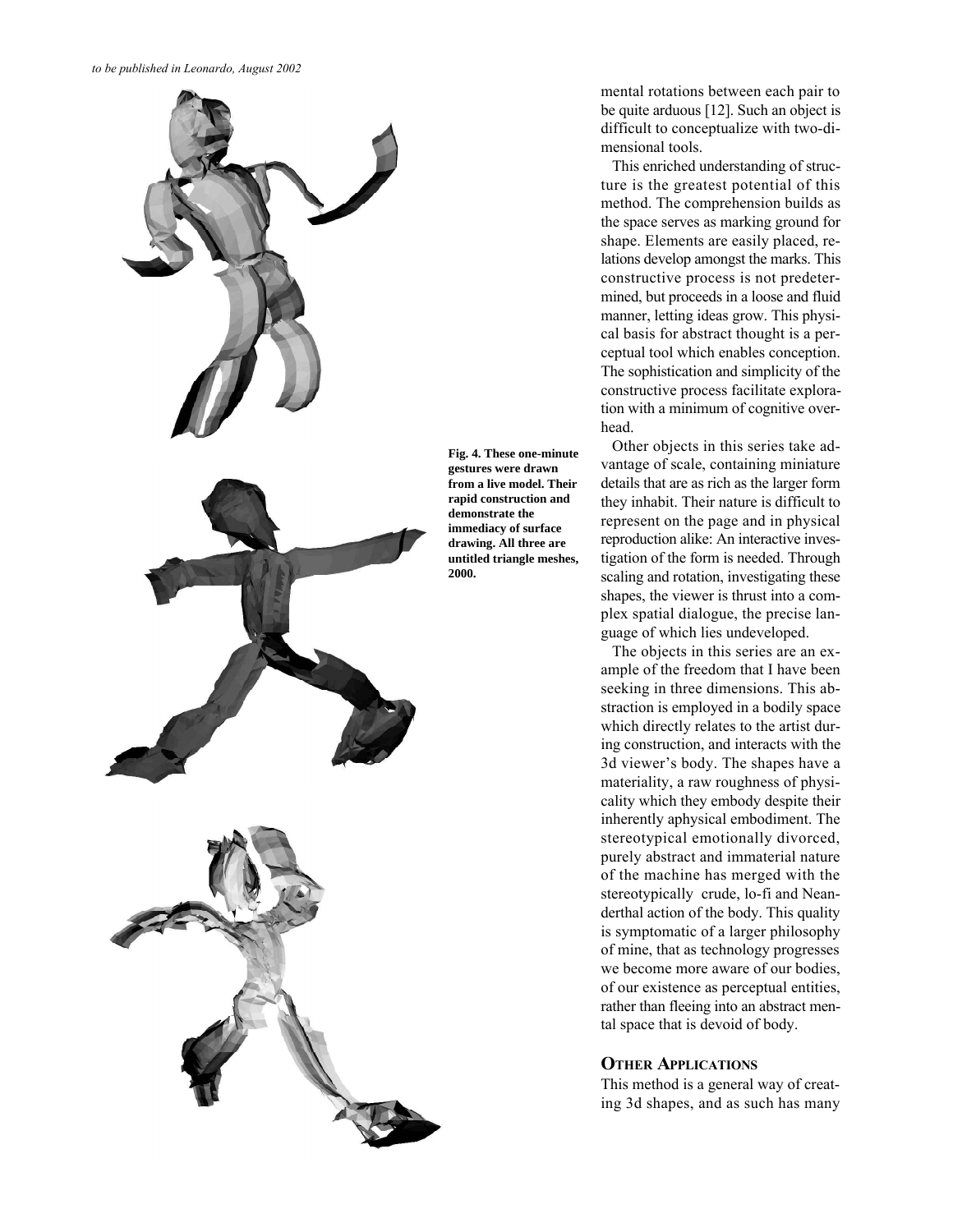Fig. 4. These one-minute gestures were drawn from a live model. Their rapid construction and demonstrate the immediacy of surface drawing. All three are untitled triangle meshes, 2000.

mental rotations between each pair to be quite arduous [12]. Such an object is difficult to conceptualize with two-dimensional tools.

This enriched understanding of structure is the greatest potential of this method. The comprehension builds as the space serves as marking ground for shape. Elements are easily placed, relations develop amongst the marks. This constructive process is not predetermined, but proceeds in a loose and fluid manner, letting ideas grow. This physical basis for abstract thought is a perceptual tool which enables conception. The sophistication and simplicity of the constructive process facilitate exploration with a minimum of cognitive overhead.

Other objects in this series take advantage of scale, containing miniature details that are as rich as the larger form they inhabit. Their nature is difficult to represent on the page and in physical reproduction alike: An interactive investigation of the form is needed. Through scaling and rotation, investigating these shapes, the viewer is thrust into a complex spatial dialogue, the precise language of which lies undeveloped.

The objects in this series are an example of the freedom that I have been seeking in three dimensions. This abstraction is employed in a bodily space which directly relates to the artist during construction, and interacts with the 3d viewer's body. The shapes have a materiality, a raw roughness of physicality which they embody despite their inherently aphysical embodiment. The stereotypical emotionally divorced, purely abstract and immaterial nature of the machine has merged with the stereotypically crude, lo-fi and Neanderthal action of the body. This quality is symptomatic of a larger philosophy of mine, that as technology progresses we become more aware of our bodies, of our existence as perceptual entities, rather than fleeing into an abstract mental space that is devoid of body.

## Other Applications

This method is a general way of creating 3d shapes, and as such has many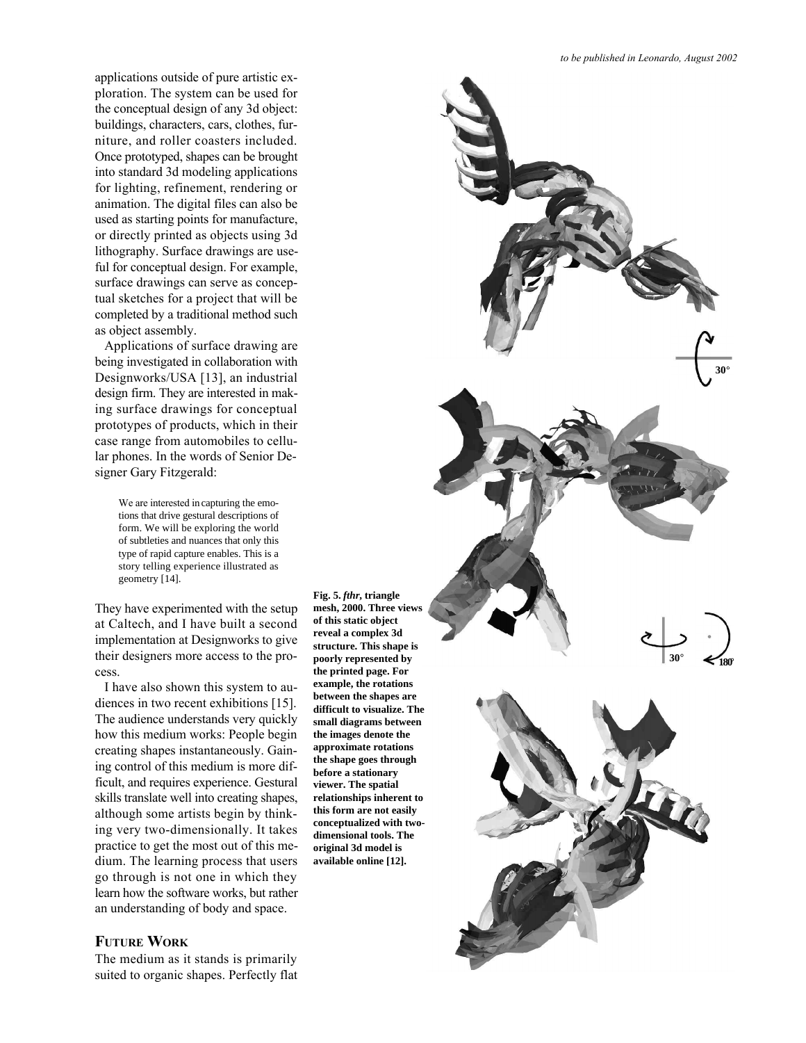applications outside of pure artistic exploration. The system can be used for the conceptual design of any 3d object: buildings, characters, cars, clothes, furniture, and roller coasters included. Once prototyped, shapes can be brought into standard 3d modeling applications for lighting, refinement, rendering or animation. The digital files can also be used as starting points for manufacture, or directly printed as objects using 3d lithography. Surface drawings are useful for conceptual design. For example, surface drawings can serve as conceptual sketches for a project that will be completed by a traditional method such as object assembly.

Applications of surface drawing are being investigated in collaboration with Designworks/USA [13], an industrial design firm. They are interested in making surface drawings for conceptual prototypes of products, which in their case range from automobiles to cellular phones. In the words of Senior Designer Gary Fitzgerald:

> We are interested in capturing the emotions that drive gestural descriptions of form. We will be exploring the world of subtleties and nuances that only this type of rapid capture enables. This is a story telling experience illustrated as geometry [14].

They have experimented with the setup at Caltech, and I have built a second implementation at Designworks to give their designers more access to the process.

I have also shown this system to audiences in two recent exhibitions [15]. The audience understands very quickly how this medium works: People begin creating shapes instantaneously. Gaining control of this medium is more difficult, and requires experience. Gestural skills translate well into creating shapes, although some artists begin by thinking very two-dimensionally. It takes practice to get the most out of this medium. The learning process that users go through is not one in which they learn how the software works, but rather an understanding of body and space.

## FUTURE WORK

The medium as it stands is primarily suited to organic shapes. Perfectly flat

**Fig. 5. *fthr*, triangle mesh, 2000. Three views of this static object reveal a complex 3d structure. This shape is poorly represented by the printed page. For example, the rotations between the shapes are difficult to visualize. The small diagrams between the images denote the approximate rotations the shape goes through before a stationary viewer. The spatial relationships inherent to this form are not easily conceptualized with two-dimensional tools. The original 3d model is available online [12].**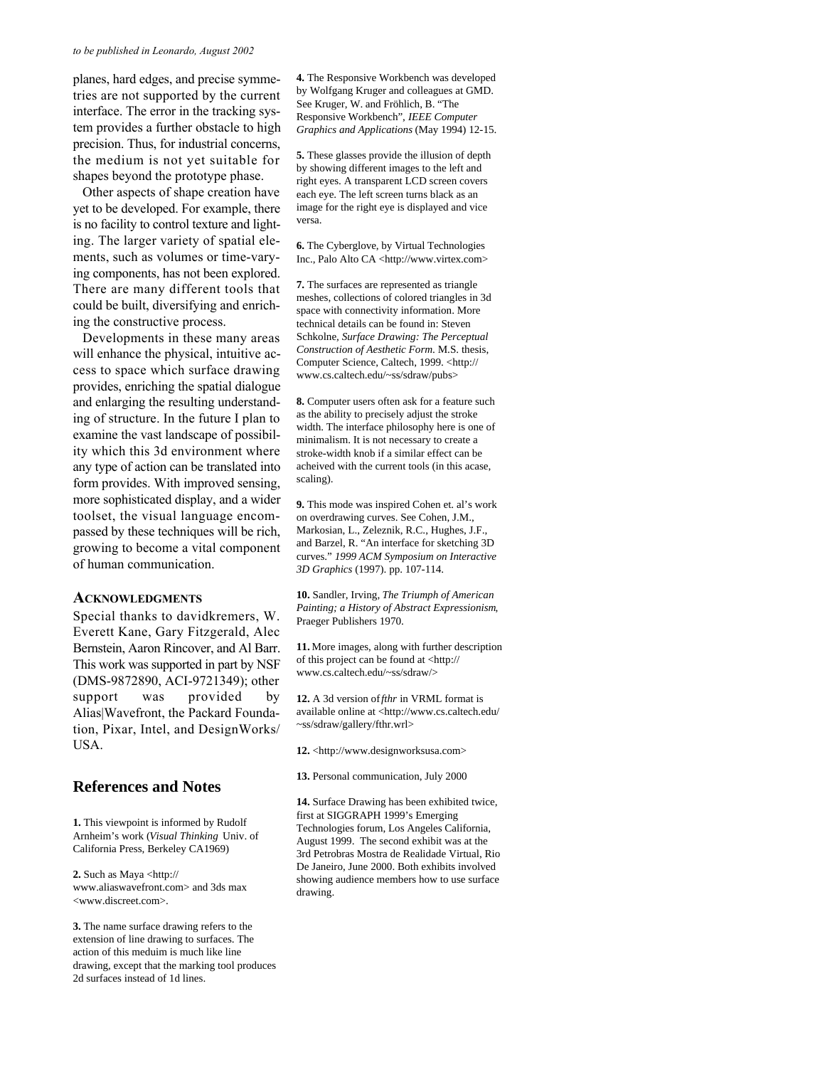planes, hard edges, and precise symmetries are not supported by the current interface. The error in the tracking system provides a further obstacle to high precision. Thus, for industrial concerns, the medium is not yet suitable for shapes beyond the prototype phase.

Other aspects of shape creation have yet to be developed. For example, there is no facility to control texture and lighting. The larger variety of spatial elements, such as volumes or time-varying components, has not been explored. There are many different tools that could be built, diversifying and enriching the constructive process.

Developments in these many areas will enhance the physical, intuitive access to space which surface drawing provides, enriching the spatial dialogue and enlarging the resulting understanding of structure. In the future I plan to examine the vast landscape of possibility which this 3d environment where any type of action can be translated into form provides. With improved sensing, more sophisticated display, and a wider toolset, the visual language encompassed by these techniques will be rich, growing to become a vital component of human communication.

### ACKNOWLEDGMENTS

Special thanks to davidkremers, W. Everett Kane, Gary Fitzgerald, Alec Bernstein, Aaron Rincover, and Al Barr. This work was supported in part by NSF (DMS-9872890, ACI-9721349); other support was provided by Alias|Wavefront, the Packard Foundation, Pixar, Intel, and DesignWorks/ USA.

## References and Notes

**1.** This viewpoint is informed by Rudolf Arnheim's work (*Visual Thinking* Univ. of California Press, Berkeley CA1969)

**2.** Such as Maya <http:// www.aliaswavefront.com> and 3ds max <www.discreet.com>.

**3.** The name surface drawing refers to the extension of line drawing to surfaces. The action of this meduim is much like line drawing, except that the marking tool produces 2d surfaces instead of 1d lines.

**4.** The Responsive Workbench was developed by Wolfgang Kruger and colleagues at GMD. See Kruger, W. and Fröhlich, B. "The Responsive Workbench", *IEEE Computer Graphics and Applications* (May 1994) 12-15.

**5.** These glasses provide the illusion of depth by showing different images to the left and right eyes. A transparent LCD screen covers each eye. The left screen turns black as an image for the right eye is displayed and vice versa.

**6.** The Cyberglove, by Virtual Technologies Inc., Palo Alto CA <http://www.virtex.com>

**7.** The surfaces are represented as triangle meshes, collections of colored triangles in 3d space with connectivity information. More technical details can be found in: Steven Schkolne, *Surface Drawing: The Perceptual Construction of Aesthetic Form*. M.S. thesis, Computer Science, Caltech, 1999. <http:// www.cs.caltech.edu/~ss/sdraw/pubs>

**8.** Computer users often ask for a feature such as the ability to precisely adjust the stroke width. The interface philosophy here is one of minimalism. It is not necessary to create a stroke-width knob if a similar effect can be acheived with the current tools (in this acase, scaling).

**9.** This mode was inspired Cohen et. al's work on overdrawing curves. See Cohen, J.M., Markosian, L., Zeleznik, R.C., Hughes, J.F., and Barzel, R. "An interface for sketching 3D curves." *1999 ACM Symposium on Interactive 3D Graphics* (1997). pp. 107-114.

**10.** Sandler, Irving, *The Triumph of American Painting; a History of Abstract Expressionism*, Praeger Publishers 1970.

**11.** More images, along with further description of this project can be found at <http:// www.cs.caltech.edu/~ss/sdraw/>

**12.** A 3d version of *fthr* in VRML format is available online at <http://www.cs.caltech.edu/ ~ss/sdraw/gallery/fthr.wrl>

**12.** <http://www.designworksusa.com>

**13.** Personal communication, July 2000

**14.** Surface Drawing has been exhibited twice, first at SIGGRAPH 1999's Emerging Technologies forum, Los Angeles California, August 1999. The second exhibit was at the 3rd Petrobras Mostra de Realidade Virtual, Rio De Janeiro, June 2000. Both exhibits involved showing audience members how to use surface drawing.